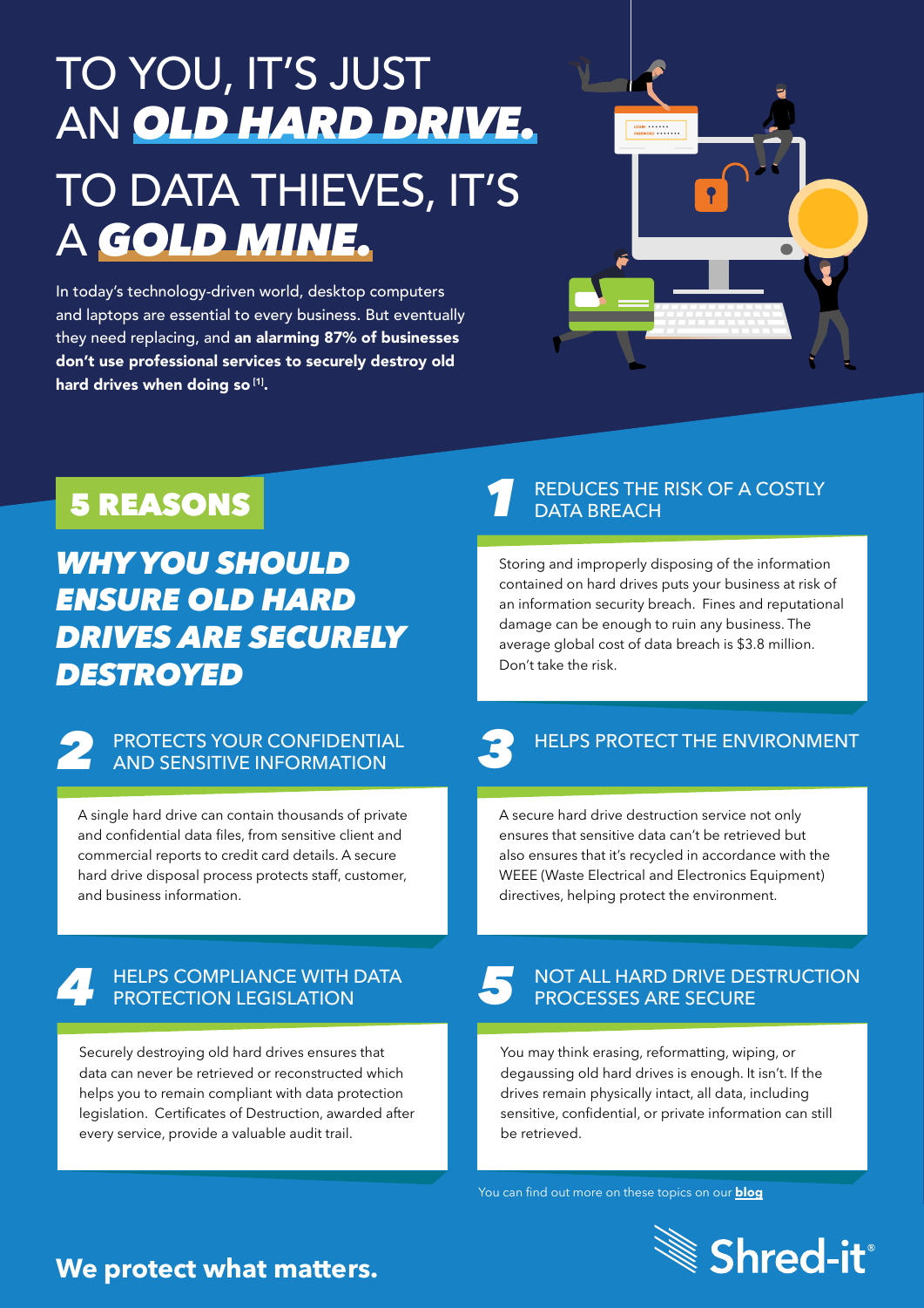# TO YOU, IT'S JUST AN ***OLD HARD DRIVE.*** TO DATA THIEVES, IT'S A ***GOLD MINE.***

In today's technology-driven world, desktop computers and laptops are essential to every business. But eventually they need replacing, and **an alarming 87% of businesses don't use professional services to securely destroy old hard drives when doing so [1].**

## 5 REASONS

## *WHY YOU SHOULD ENSURE OLD HARD DRIVES ARE SECURELY DESTROYED*

### 1 REDUCES THE RISK OF A COSTLY DATA BREACH

Storing and improperly disposing of the information contained on hard drives puts your business at risk of an information security breach. Fines and reputational damage can be enough to ruin any business. The average global cost of data breach is $3.8 million. Don't take the risk.

### 2 PROTECTS YOUR CONFIDENTIAL AND SENSITIVE INFORMATION

A single hard drive can contain thousands of private and confidential data files, from sensitive client and commercial reports to credit card details. A secure hard drive disposal process protects staff, customer, and business information.

### 3 HELPS PROTECT THE ENVIRONMENT

A secure hard drive destruction service not only ensures that sensitive data can't be retrieved but also ensures that it's recycled in accordance with the WEEE (Waste Electrical and Electronics Equipment) directives, helping protect the environment.

### 4 HELPS COMPLIANCE WITH DATA PROTECTION LEGISLATION

Securely destroying old hard drives ensures that data can never be retrieved or reconstructed which helps you to remain compliant with data protection legislation. Certificates of Destruction, awarded after every service, provide a valuable audit trail.

### 5 NOT ALL HARD DRIVE DESTRUCTION PROCESSES ARE SECURE

You may think erasing, reformatting, wiping, or degaussing old hard drives is enough. It isn't. If the drives remain physically intact, all data, including sensitive, confidential, or private information can still be retrieved.

You can find out more on these topics on our **blog**

**We protect what matters.**

Shred-it®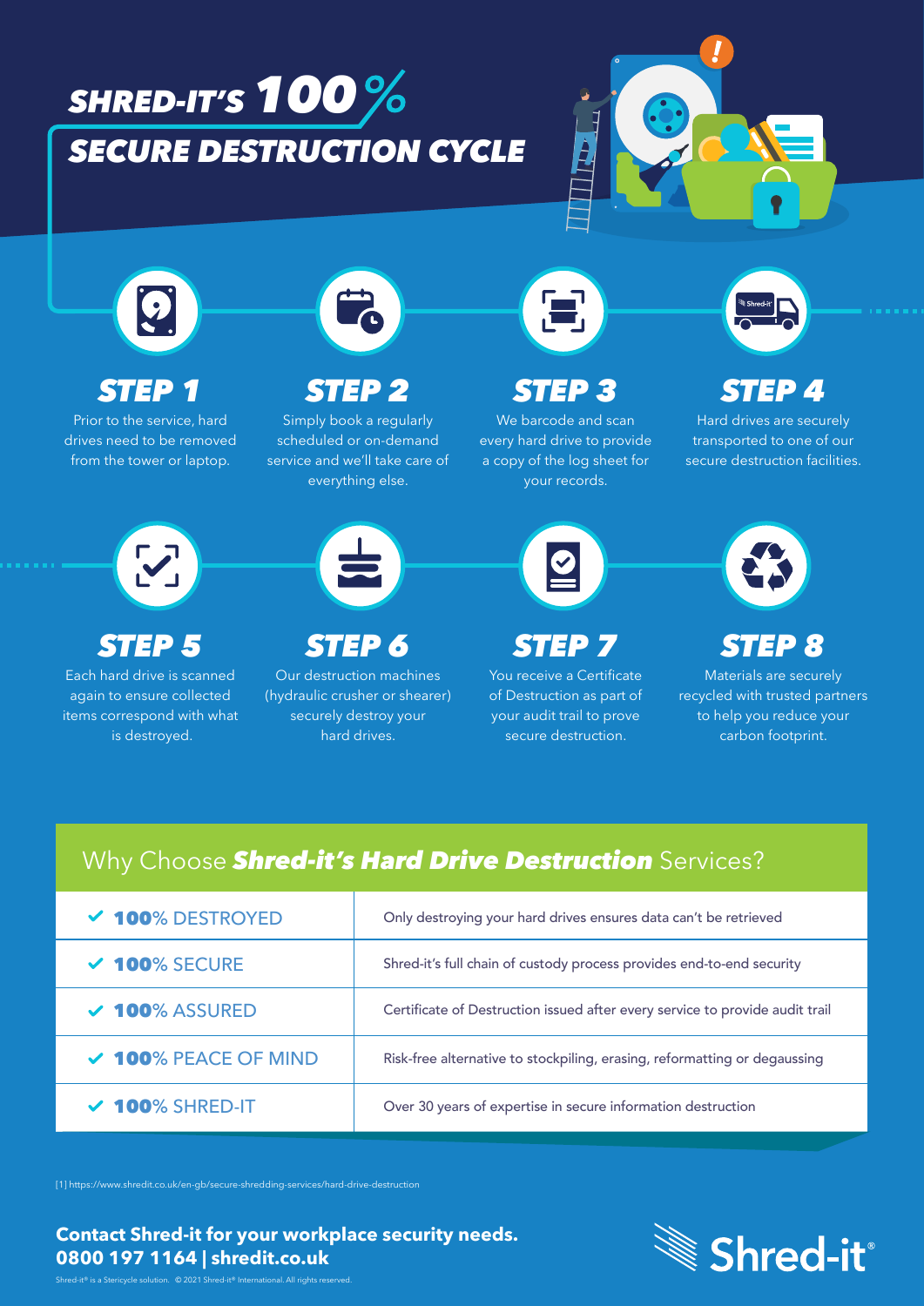# SHRED-IT'S 100% SECURE DESTRUCTION CYCLE

### STEP 1
Prior to the service, hard drives need to be removed from the tower or laptop.

### STEP 2
Simply book a regularly scheduled or on-demand service and we'll take care of everything else.

### STEP 3
We barcode and scan every hard drive to provide a copy of the log sheet for your records.

### STEP 4
Hard drives are securely transported to one of our secure destruction facilities.

### STEP 5
Each hard drive is scanned again to ensure collected items correspond with what is destroyed.

### STEP 6
Our destruction machines (hydraulic crusher or shearer) securely destroy your hard drives.

### STEP 7
You receive a Certificate of Destruction as part of your audit trail to prove secure destruction.

### STEP 8
Materials are securely recycled with trusted partners to help you reduce your carbon footprint.

## Why Choose *Shred-it's Hard Drive Destruction* Services?

| | |
|---|---|
| ✔ **100**% DESTROYED | Only destroying your hard drives ensures data can't be retrieved |
| ✔ **100**% SECURE | Shred-it's full chain of custody process provides end-to-end security |
| ✔ **100**% ASSURED | Certificate of Destruction issued after every service to provide audit trail |
| ✔ **100**% PEACE OF MIND | Risk-free alternative to stockpiling, erasing, reformatting or degaussing |
| ✔ **100**% SHRED-IT | Over 30 years of expertise in secure information destruction |

[1] https://www.shredit.co.uk/en-gb/secure-shredding-services/hard-drive-destruction

**Contact Shred-it for your workplace security needs.**
**0800 197 1164 | shredit.co.uk**

Shred-it® is a Stericycle solution. © 2021 Shred-it® International. All rights reserved.

Shred-it®